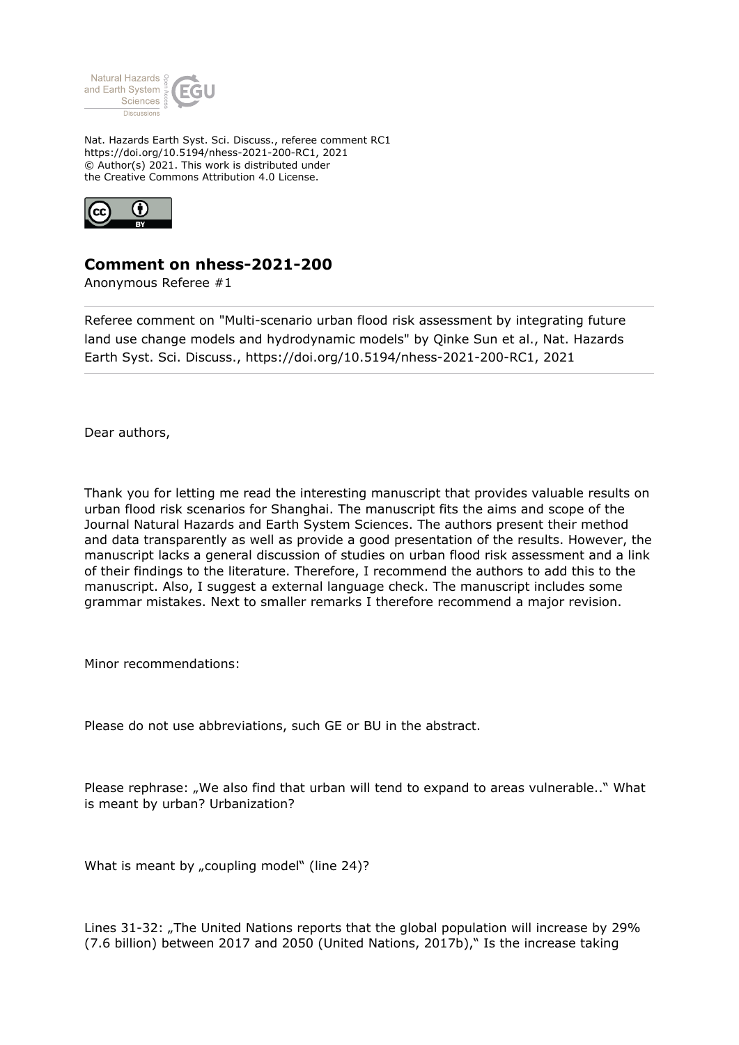Nat. Hazards Earth Syst. Sci. Discuss., referee comment RC1
https://doi.org/10.5194/nhess-2021-200-RC1, 2021
© Author(s) 2021. This work is distributed under
the Creative Commons Attribution 4.0 License.

## Comment on nhess-2021-200

Anonymous Referee #1

Referee comment on "Multi-scenario urban flood risk assessment by integrating future land use change models and hydrodynamic models" by Qinke Sun et al., Nat. Hazards Earth Syst. Sci. Discuss., https://doi.org/10.5194/nhess-2021-200-RC1, 2021

Dear authors,

Thank you for letting me read the interesting manuscript that provides valuable results on urban flood risk scenarios for Shanghai. The manuscript fits the aims and scope of the Journal Natural Hazards and Earth System Sciences. The authors present their method and data transparently as well as provide a good presentation of the results. However, the manuscript lacks a general discussion of studies on urban flood risk assessment and a link of their findings to the literature. Therefore, I recommend the authors to add this to the manuscript. Also, I suggest a external language check. The manuscript includes some grammar mistakes. Next to smaller remarks I therefore recommend a major revision.

Minor recommendations:

Please do not use abbreviations, such GE or BU in the abstract.

Please rephrase: „We also find that urban will tend to expand to areas vulnerable.." What is meant by urban? Urbanization?

What is meant by „coupling model" (line 24)?

Lines 31-32: „The United Nations reports that the global population will increase by 29% (7.6 billion) between 2017 and 2050 (United Nations, 2017b)," Is the increase taking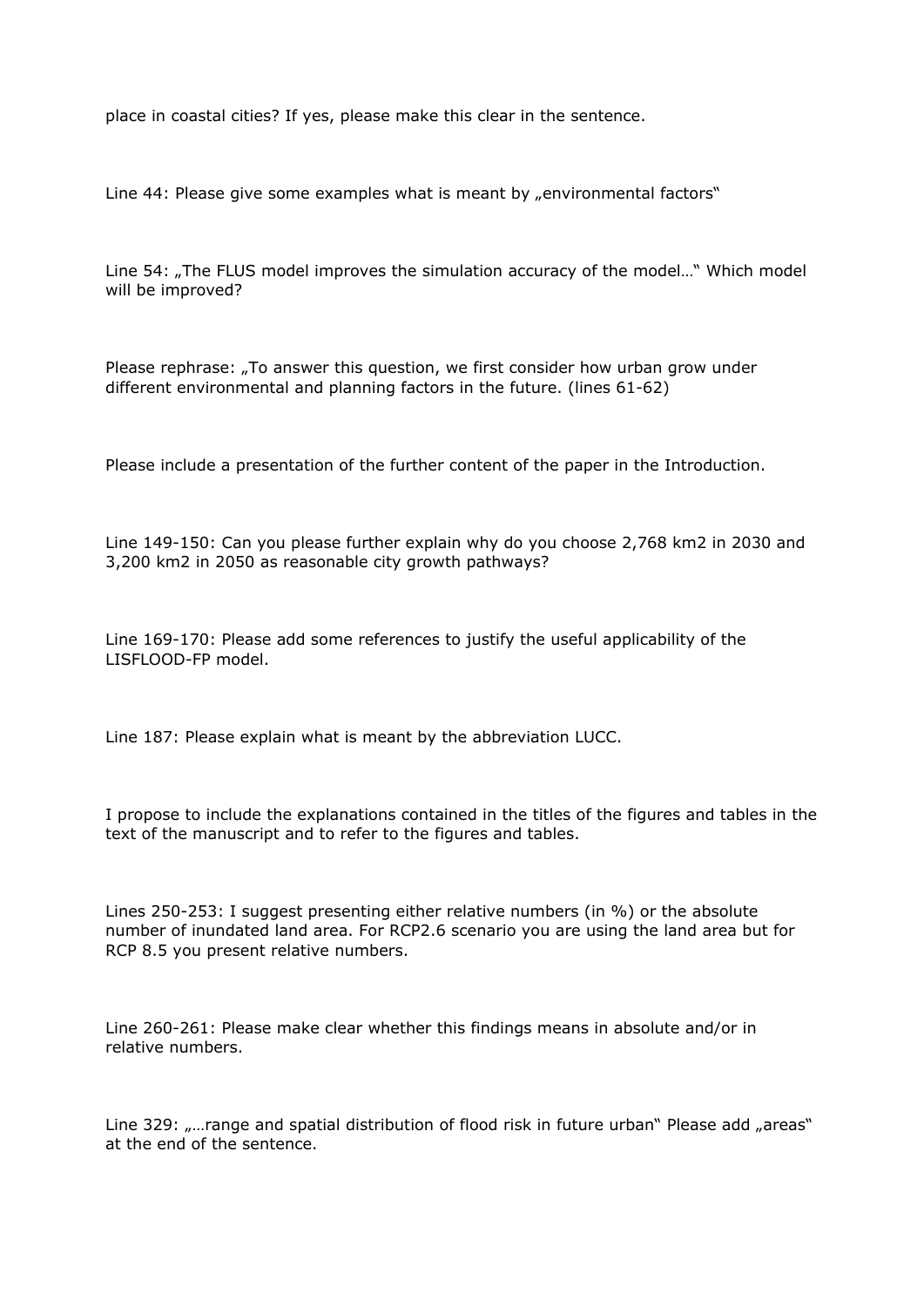place in coastal cities? If yes, please make this clear in the sentence.

Line 44: Please give some examples what is meant by „environmental factors"

Line 54: „The FLUS model improves the simulation accuracy of the model…" Which model will be improved?

Please rephrase: „To answer this question, we first consider how urban grow under different environmental and planning factors in the future. (lines 61-62)

Please include a presentation of the further content of the paper in the Introduction.

Line 149-150: Can you please further explain why do you choose 2,768 km2 in 2030 and 3,200 km2 in 2050 as reasonable city growth pathways?

Line 169-170: Please add some references to justify the useful applicability of the LISFLOOD-FP model.

Line 187: Please explain what is meant by the abbreviation LUCC.

I propose to include the explanations contained in the titles of the figures and tables in the text of the manuscript and to refer to the figures and tables.

Lines 250-253: I suggest presenting either relative numbers (in %) or the absolute number of inundated land area. For RCP2.6 scenario you are using the land area but for RCP 8.5 you present relative numbers.

Line 260-261: Please make clear whether this findings means in absolute and/or in relative numbers.

Line 329: „…range and spatial distribution of flood risk in future urban" Please add „areas" at the end of the sentence.